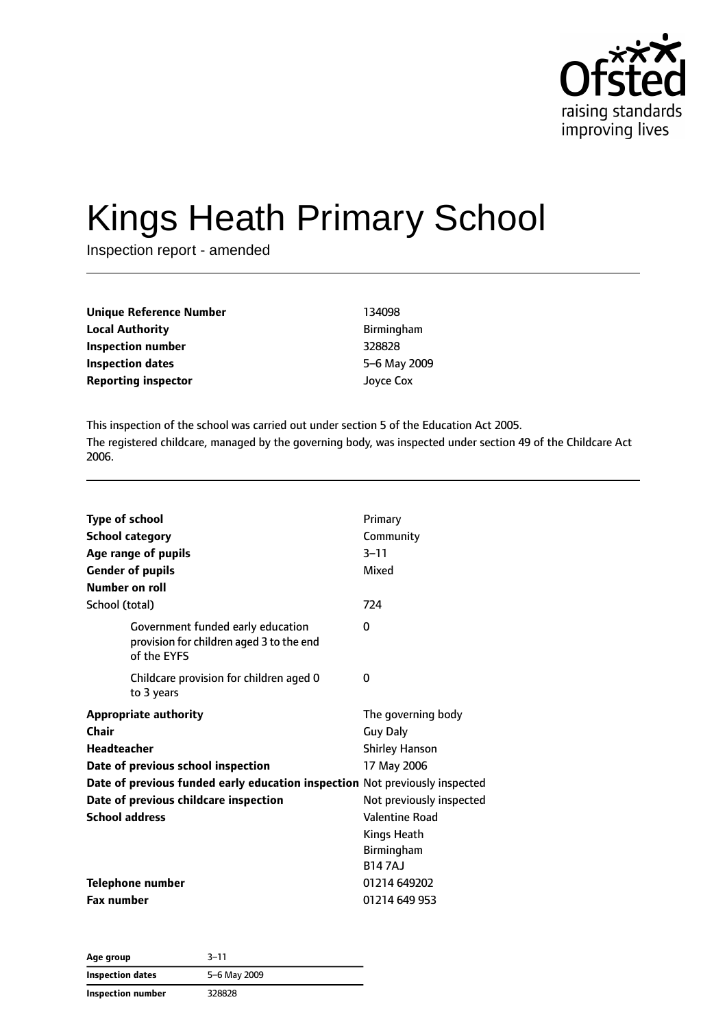# Kings Heath Primary School

Inspection report - amended

| | |
|---|---|
| **Unique Reference Number** | 134098 |
| **Local Authority** | Birmingham |
| **Inspection number** | 328828 |
| **Inspection dates** | 5–6 May 2009 |
| **Reporting inspector** | Joyce Cox |

This inspection of the school was carried out under section 5 of the Education Act 2005.

The registered childcare, managed by the governing body, was inspected under section 49 of the Childcare Act 2006.

| | |
|---|---|
| **Type of school** | Primary |
| **School category** | Community |
| **Age range of pupils** | 3–11 |
| **Gender of pupils** | Mixed |
| **Number on roll** | |
| School (total) | 724 |
| Government funded early education provision for children aged 3 to the end of the EYFS | 0 |
| Childcare provision for children aged 0 to 3 years | 0 |
| **Appropriate authority** | The governing body |
| **Chair** | Guy Daly |
| **Headteacher** | Shirley Hanson |
| **Date of previous school inspection** | 17 May 2006 |
| **Date of previous funded early education inspection** | Not previously inspected |
| **Date of previous childcare inspection** | Not previously inspected |
| **School address** | Valentine Road<br>Kings Heath<br>Birmingham<br>B14 7AJ |
| **Telephone number** | 01214 649202 |
| **Fax number** | 01214 649 953 |

| | |
|---|---|
| **Age group** | 3–11 |
| **Inspection dates** | 5–6 May 2009 |
| **Inspection number** | 328828 |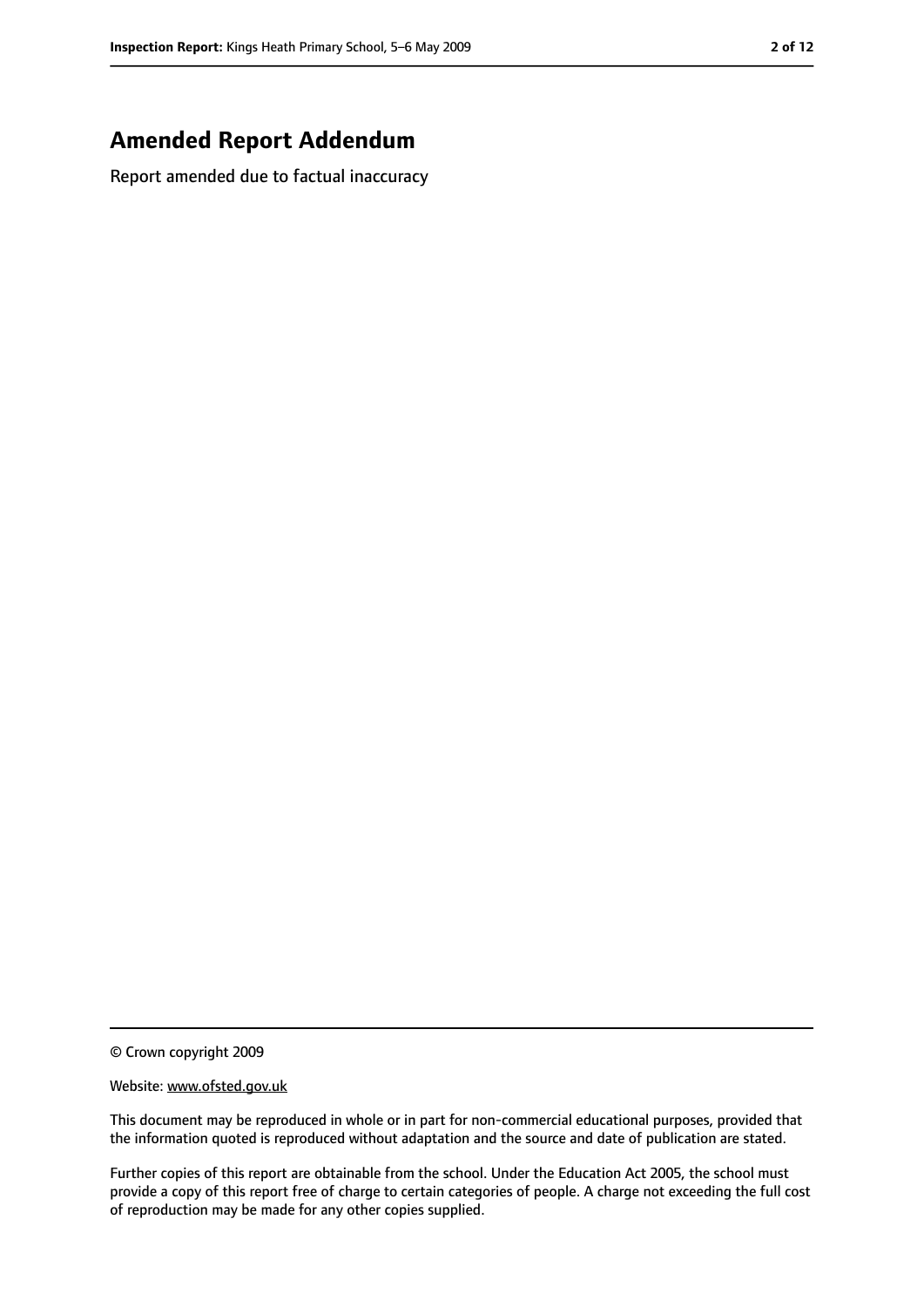# Amended Report Addendum

Report amended due to factual inaccuracy

© Crown copyright 2009

Website: www.ofsted.gov.uk

This document may be reproduced in whole or in part for non-commercial educational purposes, provided that the information quoted is reproduced without adaptation and the source and date of publication are stated.

Further copies of this report are obtainable from the school. Under the Education Act 2005, the school must provide a copy of this report free of charge to certain categories of people. A charge not exceeding the full cost of reproduction may be made for any other copies supplied.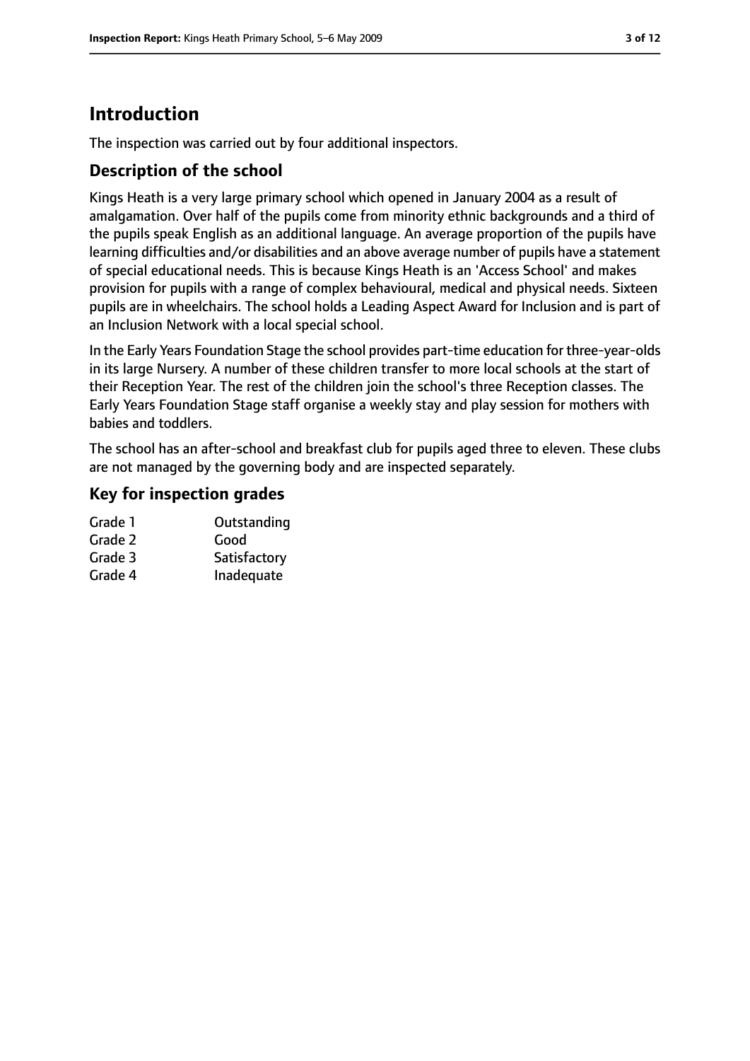# Introduction

The inspection was carried out by four additional inspectors.

## Description of the school

Kings Heath is a very large primary school which opened in January 2004 as a result of amalgamation. Over half of the pupils come from minority ethnic backgrounds and a third of the pupils speak English as an additional language. An average proportion of the pupils have learning difficulties and/or disabilities and an above average number of pupils have a statement of special educational needs. This is because Kings Heath is an 'Access School' and makes provision for pupils with a range of complex behavioural, medical and physical needs. Sixteen pupils are in wheelchairs. The school holds a Leading Aspect Award for Inclusion and is part of an Inclusion Network with a local special school.

In the Early Years Foundation Stage the school provides part-time education for three-year-olds in its large Nursery. A number of these children transfer to more local schools at the start of their Reception Year. The rest of the children join the school's three Reception classes. The Early Years Foundation Stage staff organise a weekly stay and play session for mothers with babies and toddlers.

The school has an after-school and breakfast club for pupils aged three to eleven. These clubs are not managed by the governing body and are inspected separately.

## Key for inspection grades

| | |
|---|---|
| Grade 1 | Outstanding |
| Grade 2 | Good |
| Grade 3 | Satisfactory |
| Grade 4 | Inadequate |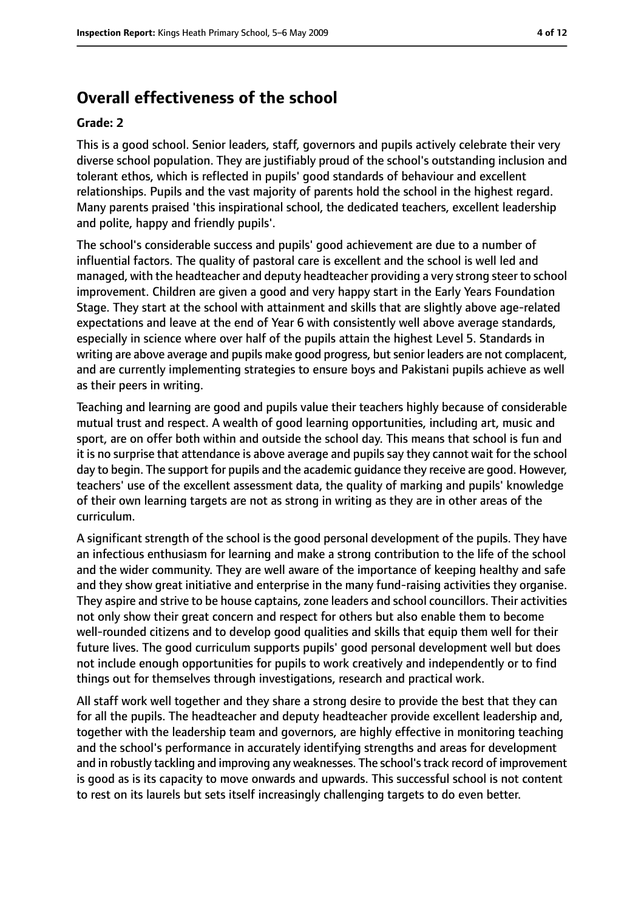## Overall effectiveness of the school

**Grade: 2**

This is a good school. Senior leaders, staff, governors and pupils actively celebrate their very diverse school population. They are justifiably proud of the school's outstanding inclusion and tolerant ethos, which is reflected in pupils' good standards of behaviour and excellent relationships. Pupils and the vast majority of parents hold the school in the highest regard. Many parents praised 'this inspirational school, the dedicated teachers, excellent leadership and polite, happy and friendly pupils'.

The school's considerable success and pupils' good achievement are due to a number of influential factors. The quality of pastoral care is excellent and the school is well led and managed, with the headteacher and deputy headteacher providing a very strong steer to school improvement. Children are given a good and very happy start in the Early Years Foundation Stage. They start at the school with attainment and skills that are slightly above age-related expectations and leave at the end of Year 6 with consistently well above average standards, especially in science where over half of the pupils attain the highest Level 5. Standards in writing are above average and pupils make good progress, but senior leaders are not complacent, and are currently implementing strategies to ensure boys and Pakistani pupils achieve as well as their peers in writing.

Teaching and learning are good and pupils value their teachers highly because of considerable mutual trust and respect. A wealth of good learning opportunities, including art, music and sport, are on offer both within and outside the school day. This means that school is fun and it is no surprise that attendance is above average and pupils say they cannot wait for the school day to begin. The support for pupils and the academic guidance they receive are good. However, teachers' use of the excellent assessment data, the quality of marking and pupils' knowledge of their own learning targets are not as strong in writing as they are in other areas of the curriculum.

A significant strength of the school is the good personal development of the pupils. They have an infectious enthusiasm for learning and make a strong contribution to the life of the school and the wider community. They are well aware of the importance of keeping healthy and safe and they show great initiative and enterprise in the many fund-raising activities they organise. They aspire and strive to be house captains, zone leaders and school councillors. Their activities not only show their great concern and respect for others but also enable them to become well-rounded citizens and to develop good qualities and skills that equip them well for their future lives. The good curriculum supports pupils' good personal development well but does not include enough opportunities for pupils to work creatively and independently or to find things out for themselves through investigations, research and practical work.

All staff work well together and they share a strong desire to provide the best that they can for all the pupils. The headteacher and deputy headteacher provide excellent leadership and, together with the leadership team and governors, are highly effective in monitoring teaching and the school's performance in accurately identifying strengths and areas for development and in robustly tackling and improving any weaknesses. The school's track record of improvement is good as is its capacity to move onwards and upwards. This successful school is not content to rest on its laurels but sets itself increasingly challenging targets to do even better.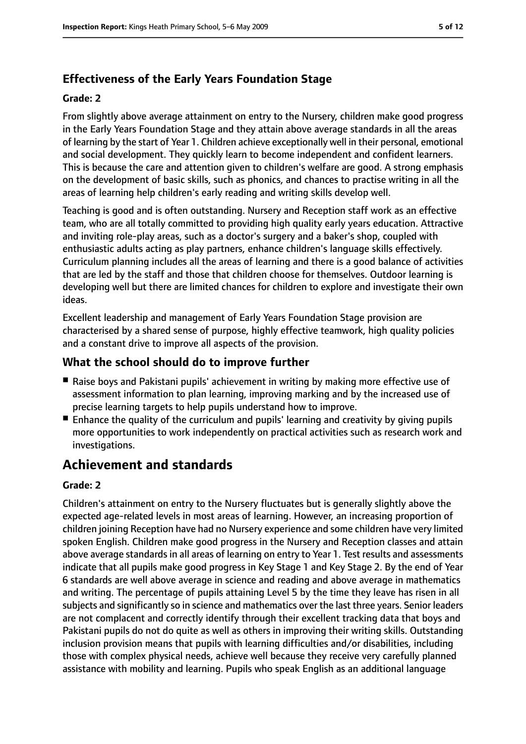### Effectiveness of the Early Years Foundation Stage

**Grade: 2**

From slightly above average attainment on entry to the Nursery, children make good progress in the Early Years Foundation Stage and they attain above average standards in all the areas of learning by the start of Year 1. Children achieve exceptionally well in their personal, emotional and social development. They quickly learn to become independent and confident learners. This is because the care and attention given to children's welfare are good. A strong emphasis on the development of basic skills, such as phonics, and chances to practise writing in all the areas of learning help children's early reading and writing skills develop well.

Teaching is good and is often outstanding. Nursery and Reception staff work as an effective team, who are all totally committed to providing high quality early years education. Attractive and inviting role-play areas, such as a doctor's surgery and a baker's shop, coupled with enthusiastic adults acting as play partners, enhance children's language skills effectively. Curriculum planning includes all the areas of learning and there is a good balance of activities that are led by the staff and those that children choose for themselves. Outdoor learning is developing well but there are limited chances for children to explore and investigate their own ideas.

Excellent leadership and management of Early Years Foundation Stage provision are characterised by a shared sense of purpose, highly effective teamwork, high quality policies and a constant drive to improve all aspects of the provision.

### What the school should do to improve further

- Raise boys and Pakistani pupils' achievement in writing by making more effective use of assessment information to plan learning, improving marking and by the increased use of precise learning targets to help pupils understand how to improve.
- Enhance the quality of the curriculum and pupils' learning and creativity by giving pupils more opportunities to work independently on practical activities such as research work and investigations.

## Achievement and standards

**Grade: 2**

Children's attainment on entry to the Nursery fluctuates but is generally slightly above the expected age-related levels in most areas of learning. However, an increasing proportion of children joining Reception have had no Nursery experience and some children have very limited spoken English. Children make good progress in the Nursery and Reception classes and attain above average standards in all areas of learning on entry to Year 1. Test results and assessments indicate that all pupils make good progress in Key Stage 1 and Key Stage 2. By the end of Year 6 standards are well above average in science and reading and above average in mathematics and writing. The percentage of pupils attaining Level 5 by the time they leave has risen in all subjects and significantly so in science and mathematics over the last three years. Senior leaders are not complacent and correctly identify through their excellent tracking data that boys and Pakistani pupils do not do quite as well as others in improving their writing skills. Outstanding inclusion provision means that pupils with learning difficulties and/or disabilities, including those with complex physical needs, achieve well because they receive very carefully planned assistance with mobility and learning. Pupils who speak English as an additional language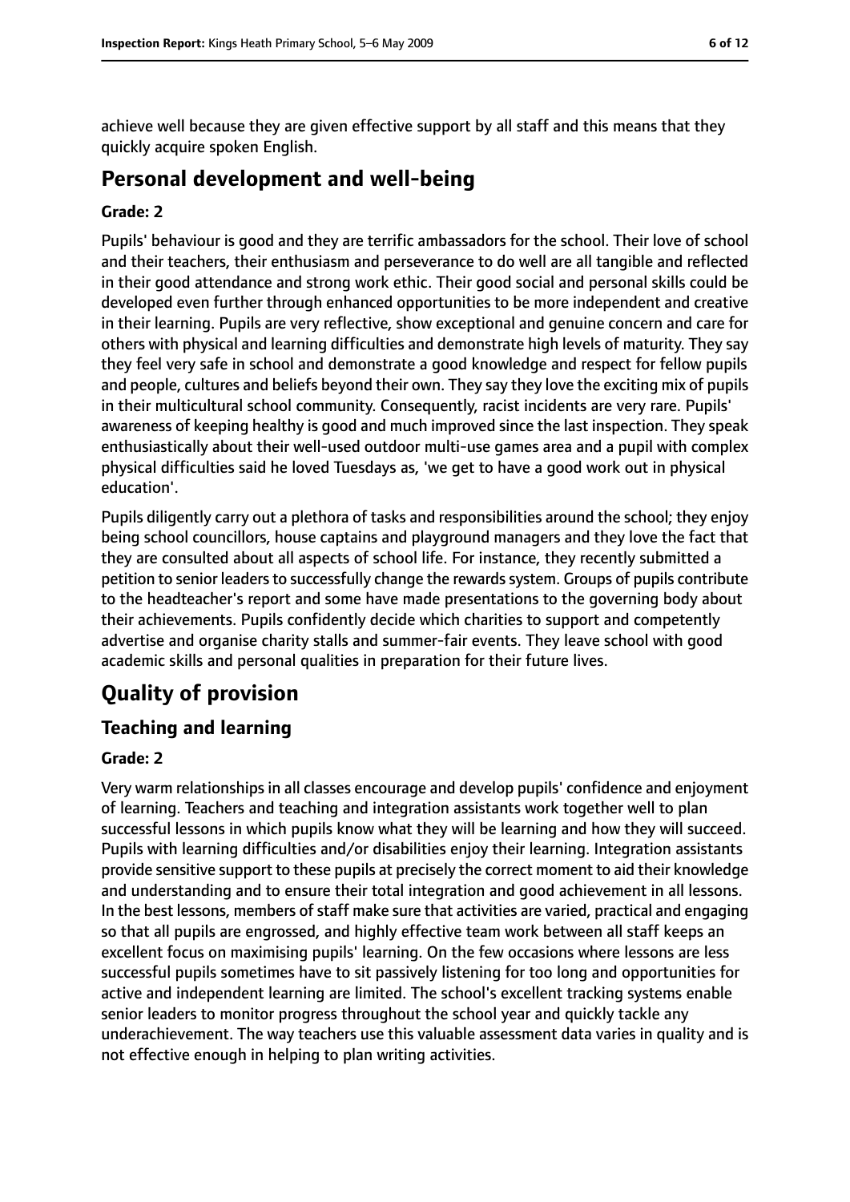achieve well because they are given effective support by all staff and this means that they quickly acquire spoken English.

## Personal development and well-being

### Grade: 2

Pupils' behaviour is good and they are terrific ambassadors for the school. Their love of school and their teachers, their enthusiasm and perseverance to do well are all tangible and reflected in their good attendance and strong work ethic. Their good social and personal skills could be developed even further through enhanced opportunities to be more independent and creative in their learning. Pupils are very reflective, show exceptional and genuine concern and care for others with physical and learning difficulties and demonstrate high levels of maturity. They say they feel very safe in school and demonstrate a good knowledge and respect for fellow pupils and people, cultures and beliefs beyond their own. They say they love the exciting mix of pupils in their multicultural school community. Consequently, racist incidents are very rare. Pupils' awareness of keeping healthy is good and much improved since the last inspection. They speak enthusiastically about their well-used outdoor multi-use games area and a pupil with complex physical difficulties said he loved Tuesdays as, 'we get to have a good work out in physical education'.

Pupils diligently carry out a plethora of tasks and responsibilities around the school; they enjoy being school councillors, house captains and playground managers and they love the fact that they are consulted about all aspects of school life. For instance, they recently submitted a petition to senior leaders to successfully change the rewards system. Groups of pupils contribute to the headteacher's report and some have made presentations to the governing body about their achievements. Pupils confidently decide which charities to support and competently advertise and organise charity stalls and summer-fair events. They leave school with good academic skills and personal qualities in preparation for their future lives.

# Quality of provision

## Teaching and learning

### Grade: 2

Very warm relationships in all classes encourage and develop pupils' confidence and enjoyment of learning. Teachers and teaching and integration assistants work together well to plan successful lessons in which pupils know what they will be learning and how they will succeed. Pupils with learning difficulties and/or disabilities enjoy their learning. Integration assistants provide sensitive support to these pupils at precisely the correct moment to aid their knowledge and understanding and to ensure their total integration and good achievement in all lessons. In the best lessons, members of staff make sure that activities are varied, practical and engaging so that all pupils are engrossed, and highly effective team work between all staff keeps an excellent focus on maximising pupils' learning. On the few occasions where lessons are less successful pupils sometimes have to sit passively listening for too long and opportunities for active and independent learning are limited. The school's excellent tracking systems enable senior leaders to monitor progress throughout the school year and quickly tackle any underachievement. The way teachers use this valuable assessment data varies in quality and is not effective enough in helping to plan writing activities.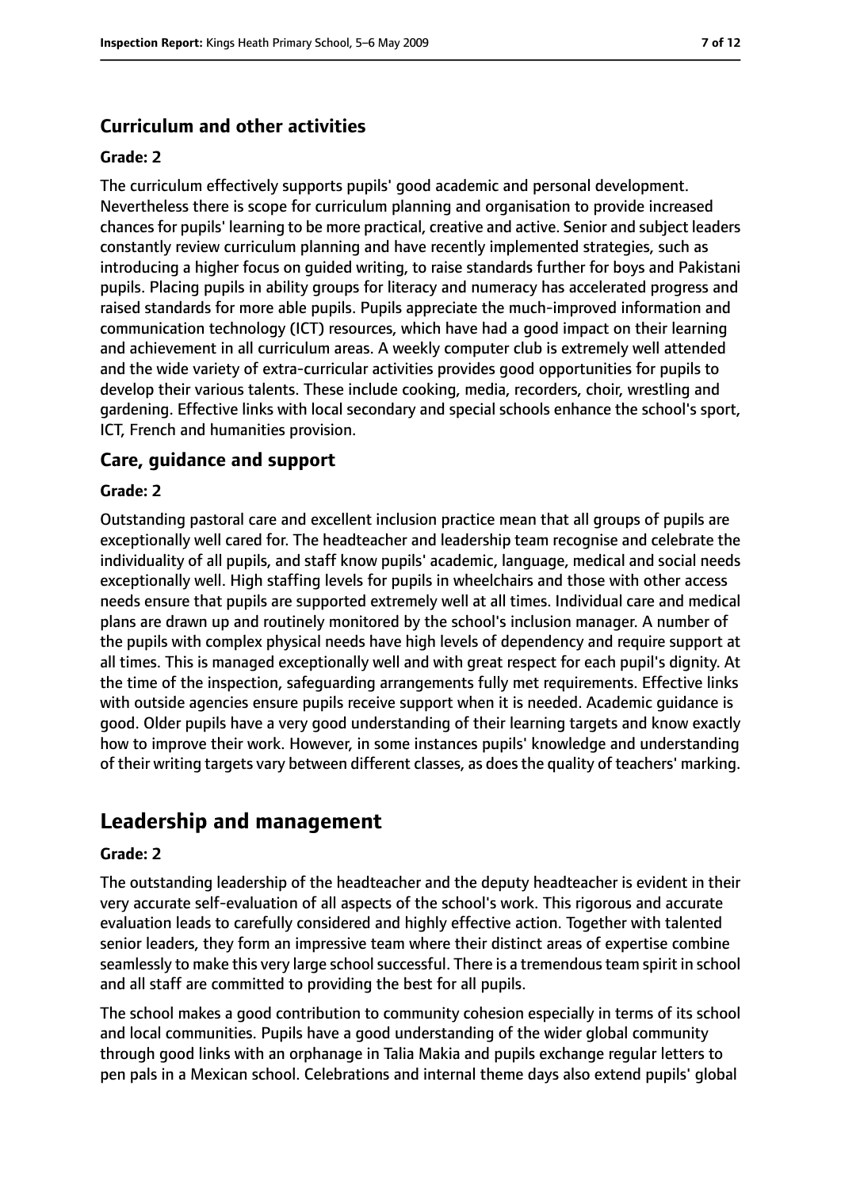### Curriculum and other activities

#### Grade: 2

The curriculum effectively supports pupils' good academic and personal development. Nevertheless there is scope for curriculum planning and organisation to provide increased chances for pupils' learning to be more practical, creative and active. Senior and subject leaders constantly review curriculum planning and have recently implemented strategies, such as introducing a higher focus on guided writing, to raise standards further for boys and Pakistani pupils. Placing pupils in ability groups for literacy and numeracy has accelerated progress and raised standards for more able pupils. Pupils appreciate the much-improved information and communication technology (ICT) resources, which have had a good impact on their learning and achievement in all curriculum areas. A weekly computer club is extremely well attended and the wide variety of extra-curricular activities provides good opportunities for pupils to develop their various talents. These include cooking, media, recorders, choir, wrestling and gardening. Effective links with local secondary and special schools enhance the school's sport, ICT, French and humanities provision.

### Care, guidance and support

#### Grade: 2

Outstanding pastoral care and excellent inclusion practice mean that all groups of pupils are exceptionally well cared for. The headteacher and leadership team recognise and celebrate the individuality of all pupils, and staff know pupils' academic, language, medical and social needs exceptionally well. High staffing levels for pupils in wheelchairs and those with other access needs ensure that pupils are supported extremely well at all times. Individual care and medical plans are drawn up and routinely monitored by the school's inclusion manager. A number of the pupils with complex physical needs have high levels of dependency and require support at all times. This is managed exceptionally well and with great respect for each pupil's dignity. At the time of the inspection, safeguarding arrangements fully met requirements. Effective links with outside agencies ensure pupils receive support when it is needed. Academic guidance is good. Older pupils have a very good understanding of their learning targets and know exactly how to improve their work. However, in some instances pupils' knowledge and understanding of their writing targets vary between different classes, as does the quality of teachers' marking.

## Leadership and management

#### Grade: 2

The outstanding leadership of the headteacher and the deputy headteacher is evident in their very accurate self-evaluation of all aspects of the school's work. This rigorous and accurate evaluation leads to carefully considered and highly effective action. Together with talented senior leaders, they form an impressive team where their distinct areas of expertise combine seamlessly to make this very large school successful. There is a tremendous team spirit in school and all staff are committed to providing the best for all pupils.

The school makes a good contribution to community cohesion especially in terms of its school and local communities. Pupils have a good understanding of the wider global community through good links with an orphanage in Talia Makia and pupils exchange regular letters to pen pals in a Mexican school. Celebrations and internal theme days also extend pupils' global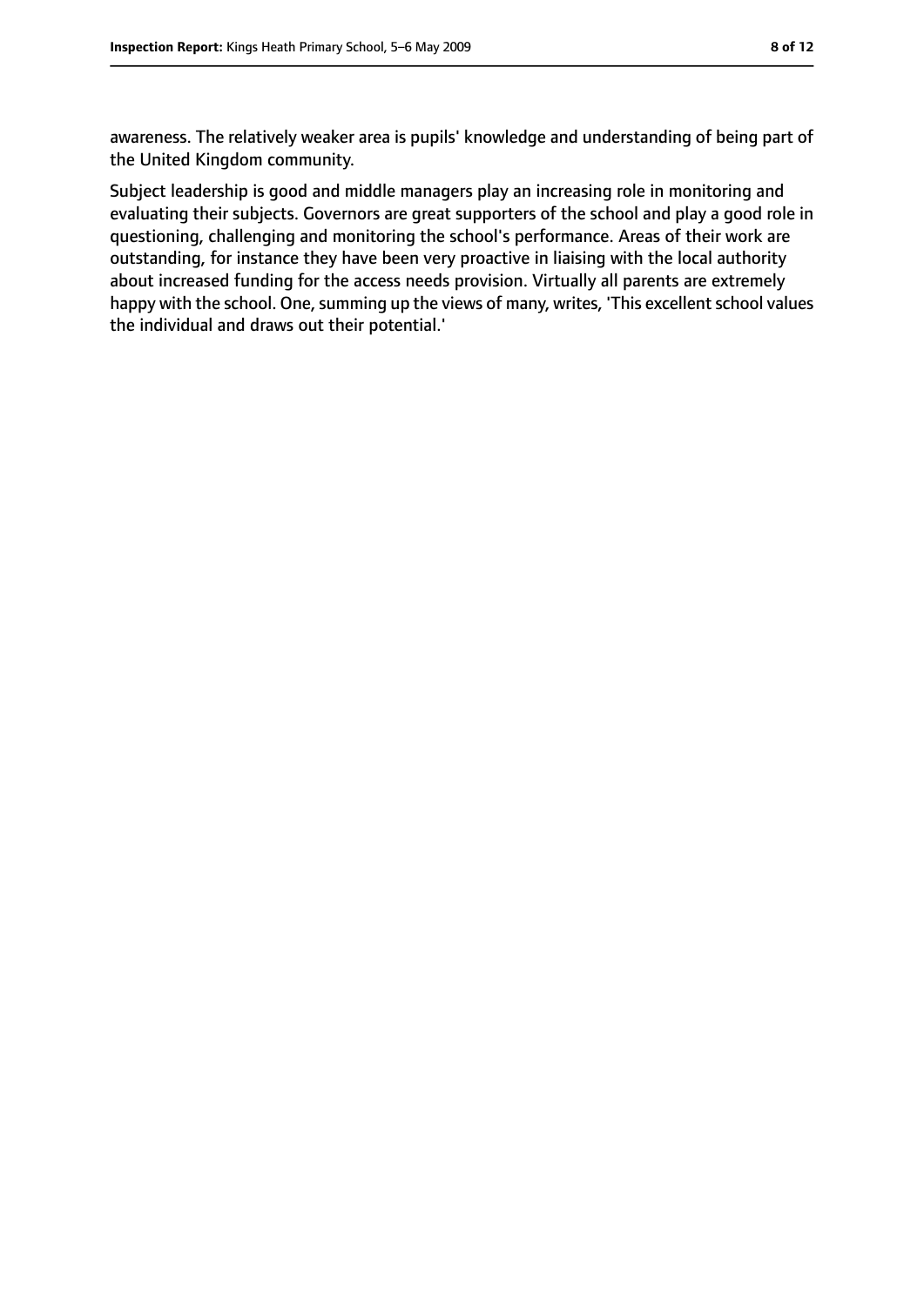awareness. The relatively weaker area is pupils' knowledge and understanding of being part of the United Kingdom community.

Subject leadership is good and middle managers play an increasing role in monitoring and evaluating their subjects. Governors are great supporters of the school and play a good role in questioning, challenging and monitoring the school's performance. Areas of their work are outstanding, for instance they have been very proactive in liaising with the local authority about increased funding for the access needs provision. Virtually all parents are extremely happy with the school. One, summing up the views of many, writes, 'This excellent school values the individual and draws out their potential.'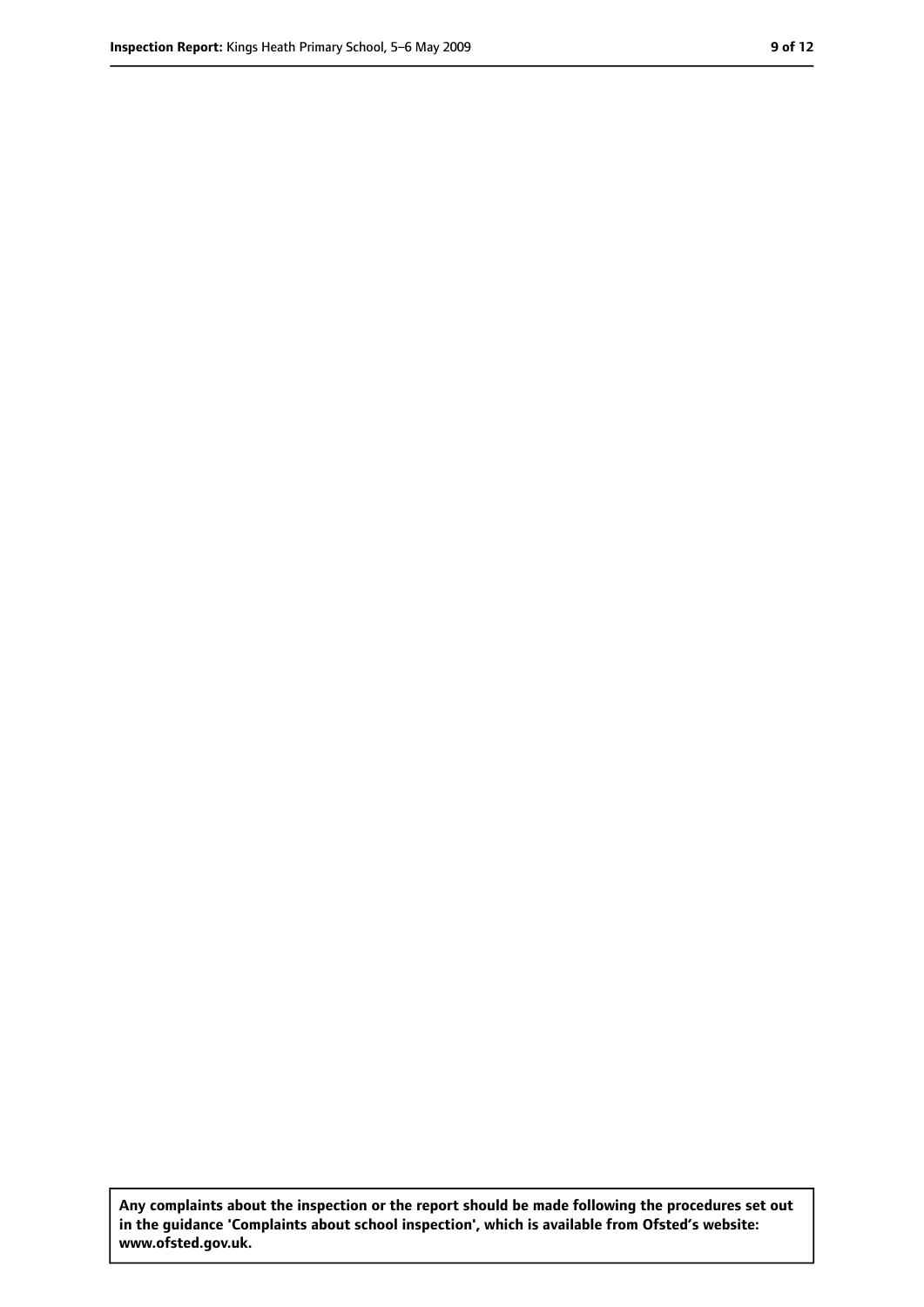**Any complaints about the inspection or the report should be made following the procedures set out in the guidance 'Complaints about school inspection', which is available from Ofsted's website: www.ofsted.gov.uk.**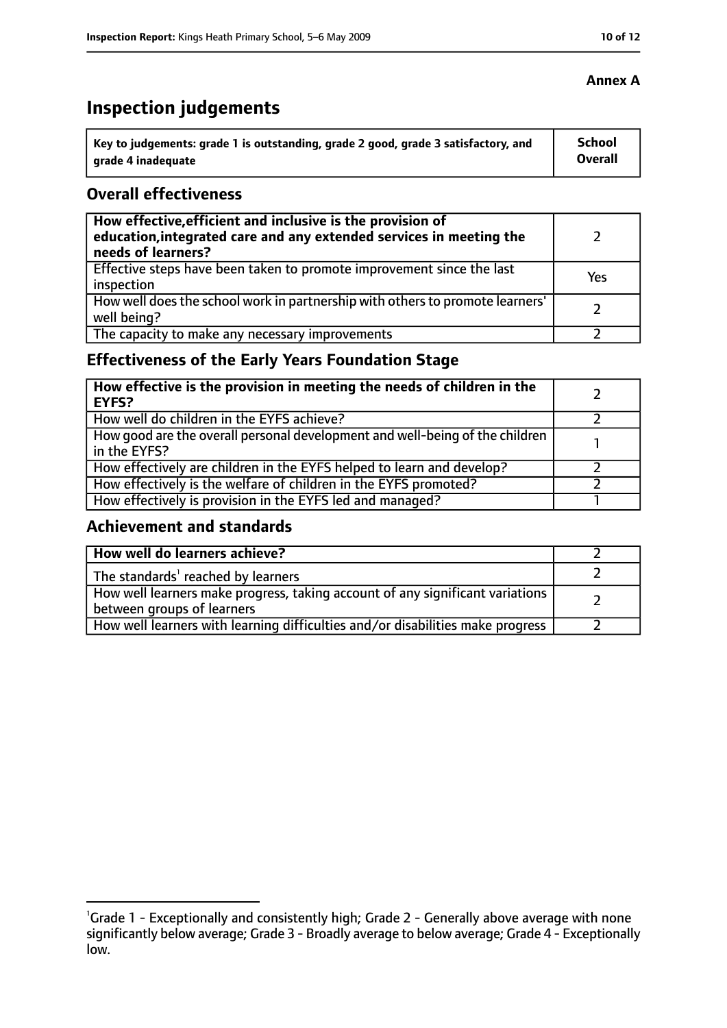**Annex A**

# Inspection judgements

| Key to judgements: grade 1 is outstanding, grade 2 good, grade 3 satisfactory, and grade 4 inadequate | School Overall |
|---|---|

## Overall effectiveness

| | |
|---|---|
| **How effective, efficient and inclusive is the provision of education, integrated care and any extended services in meeting the needs of learners?** | 2 |
| Effective steps have been taken to promote improvement since the last inspection | Yes |
| How well does the school work in partnership with others to promote learners' well being? | 2 |
| The capacity to make any necessary improvements | 2 |

## Effectiveness of the Early Years Foundation Stage

| | |
|---|---|
| **How effective is the provision in meeting the needs of children in the EYFS?** | 2 |
| How well do children in the EYFS achieve? | 2 |
| How good are the overall personal development and well-being of the children in the EYFS? | 1 |
| How effectively are children in the EYFS helped to learn and develop? | 2 |
| How effectively is the welfare of children in the EYFS promoted? | 2 |
| How effectively is provision in the EYFS led and managed? | 1 |

## Achievement and standards

| | |
|---|---|
| **How well do learners achieve?** | 2 |
| The standards[1] reached by learners | 2 |
| How well learners make progress, taking account of any significant variations between groups of learners | 2 |
| How well learners with learning difficulties and/or disabilities make progress | 2 |

[1]Grade 1 - Exceptionally and consistently high; Grade 2 - Generally above average with none significantly below average; Grade 3 - Broadly average to below average; Grade 4 - Exceptionally low.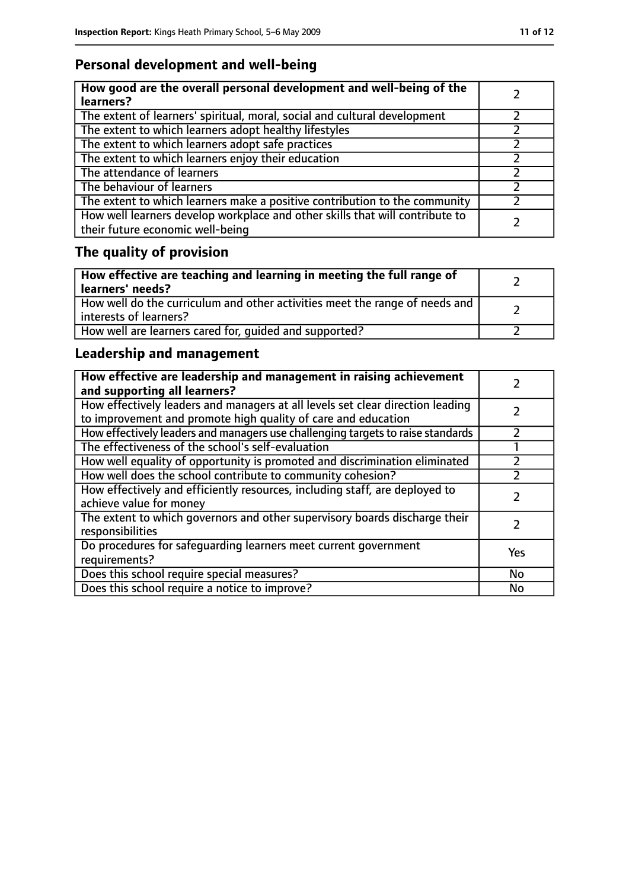## Personal development and well-being

| **How good are the overall personal development and well-being of the learners?** | 2 |
|---|---|
| The extent of learners' spiritual, moral, social and cultural development | 2 |
| The extent to which learners adopt healthy lifestyles | 2 |
| The extent to which learners adopt safe practices | 2 |
| The extent to which learners enjoy their education | 2 |
| The attendance of learners | 2 |
| The behaviour of learners | 2 |
| The extent to which learners make a positive contribution to the community | 2 |
| How well learners develop workplace and other skills that will contribute to their future economic well-being | 2 |

## The quality of provision

| **How effective are teaching and learning in meeting the full range of learners' needs?** | 2 |
|---|---|
| How well do the curriculum and other activities meet the range of needs and interests of learners? | 2 |
| How well are learners cared for, guided and supported? | 2 |

## Leadership and management

| **How effective are leadership and management in raising achievement and supporting all learners?** | 2 |
|---|---|
| How effectively leaders and managers at all levels set clear direction leading to improvement and promote high quality of care and education | 2 |
| How effectively leaders and managers use challenging targets to raise standards | 2 |
| The effectiveness of the school's self-evaluation | 1 |
| How well equality of opportunity is promoted and discrimination eliminated | 2 |
| How well does the school contribute to community cohesion? | 2 |
| How effectively and efficiently resources, including staff, are deployed to achieve value for money | 2 |
| The extent to which governors and other supervisory boards discharge their responsibilities | 2 |
| Do procedures for safeguarding learners meet current government requirements? | Yes |
| Does this school require special measures? | No |
| Does this school require a notice to improve? | No |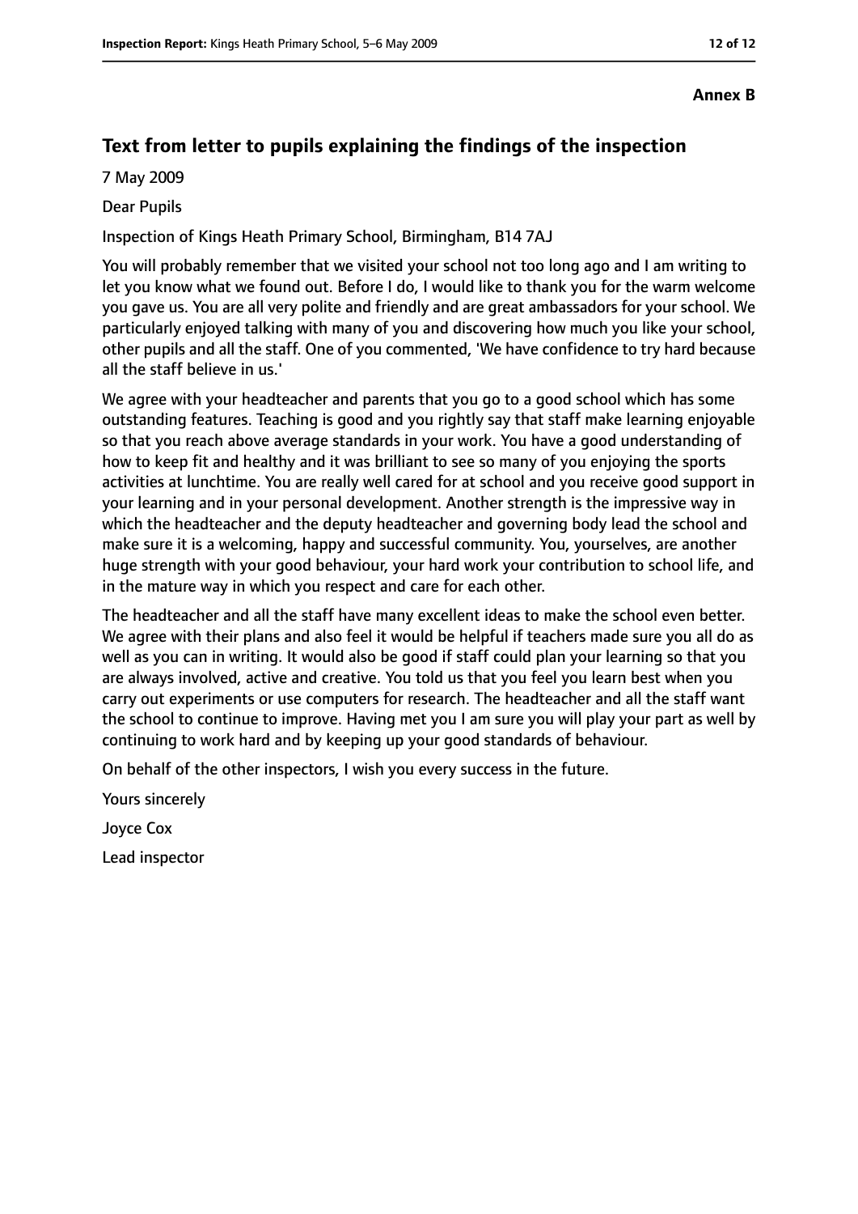**Annex B**

## Text from letter to pupils explaining the findings of the inspection

7 May 2009

Dear Pupils

Inspection of Kings Heath Primary School, Birmingham, B14 7AJ

You will probably remember that we visited your school not too long ago and I am writing to let you know what we found out. Before I do, I would like to thank you for the warm welcome you gave us. You are all very polite and friendly and are great ambassadors for your school. We particularly enjoyed talking with many of you and discovering how much you like your school, other pupils and all the staff. One of you commented, 'We have confidence to try hard because all the staff believe in us.'

We agree with your headteacher and parents that you go to a good school which has some outstanding features. Teaching is good and you rightly say that staff make learning enjoyable so that you reach above average standards in your work. You have a good understanding of how to keep fit and healthy and it was brilliant to see so many of you enjoying the sports activities at lunchtime. You are really well cared for at school and you receive good support in your learning and in your personal development. Another strength is the impressive way in which the headteacher and the deputy headteacher and governing body lead the school and make sure it is a welcoming, happy and successful community. You, yourselves, are another huge strength with your good behaviour, your hard work your contribution to school life, and in the mature way in which you respect and care for each other.

The headteacher and all the staff have many excellent ideas to make the school even better. We agree with their plans and also feel it would be helpful if teachers made sure you all do as well as you can in writing. It would also be good if staff could plan your learning so that you are always involved, active and creative. You told us that you feel you learn best when you carry out experiments or use computers for research. The headteacher and all the staff want the school to continue to improve. Having met you I am sure you will play your part as well by continuing to work hard and by keeping up your good standards of behaviour.

On behalf of the other inspectors, I wish you every success in the future.

Yours sincerely

Joyce Cox

Lead inspector